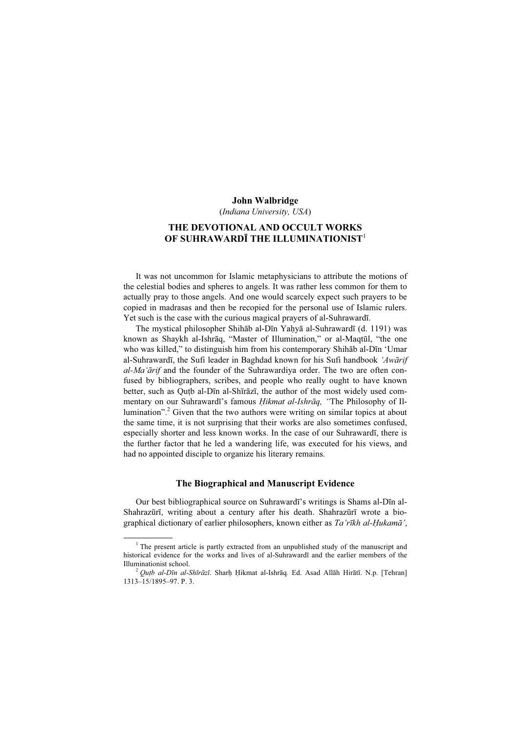**John Walbridge**
(*Indiana University, USA*)

# THE DEVOTIONAL AND OCCULT WORKS OF SUHRAWARDĪ THE ILLUMINATIONIST[1]

It was not uncommon for Islamic metaphysicians to attribute the motions of the celestial bodies and spheres to angels. It was rather less common for them to actually pray to those angels. And one would scarcely expect such prayers to be copied in madrasas and then be recopied for the personal use of Islamic rulers. Yet such is the case with the curious magical prayers of al-Suhrawardī.

The mystical philosopher Shihāb al-Dīn Yaḥyā al-Suhrawardī (d. 1191) was known as Shaykh al-Ishrāq, "Master of Illumination," or al-Maqtūl, "the one who was killed," to distinguish him from his contemporary Shihāb al-Dīn 'Umar al-Suhrawardī, the Sufi leader in Baghdad known for his Sufi handbook *'Awārif al-Ma'ārif* and the founder of the Suhrawardiya order. The two are often confused by bibliographers, scribes, and people who really ought to have known better, such as Quṭb al-Dīn al-Shīrāzī, the author of the most widely used commentary on our Suhrawardī's famous *Ḥikmat al-Ishrāq, "*The Philosophy of Illumination".[2] Given that the two authors were writing on similar topics at about the same time, it is not surprising that their works are also sometimes confused, especially shorter and less known works. In the case of our Suhrawardī, there is the further factor that he led a wandering life, was executed for his views, and had no appointed disciple to organize his literary remains.

## The Biographical and Manuscript Evidence

Our best bibliographical source on Suhrawardī's writings is Shams al-Dīn al-Shahrazūrī, writing about a century after his death. Shahrazūrī wrote a biographical dictionary of earlier philosophers, known either as *Ta'rīkh al-Ḥukamā'*,

---

[1] The present article is partly extracted from an unpublished study of the manuscript and historical evidence for the works and lives of al-Suhrawardī and the earlier members of the Illuminationist school.

[2] *Quṭb al-Dīn al-Shīrāzī*. Sharḥ Ḥikmat al-Ishrāq. Ed. Asad Allāh Hirātī. N.p. [Tehran] 1313–15/1895–97. P. 3.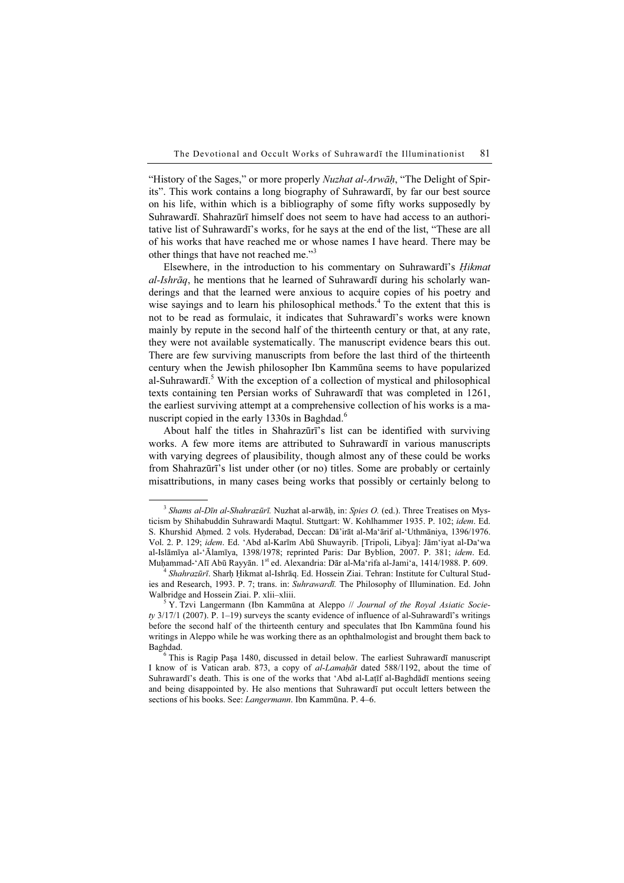"History of the Sages," or more properly *Nuzhat al-Arwāḥ*, "The Delight of Spirits". This work contains a long biography of Suhrawardī, by far our best source on his life, within which is a bibliography of some fifty works supposedly by Suhrawardī. Shahrazūrī himself does not seem to have had access to an authoritative list of Suhrawardī's works, for he says at the end of the list, "These are all of his works that have reached me or whose names I have heard. There may be other things that have not reached me."[3]

Elsewhere, in the introduction to his commentary on Suhrawardī's *Ḥikmat al-Ishrāq*, he mentions that he learned of Suhrawardī during his scholarly wanderings and that the learned were anxious to acquire copies of his poetry and wise sayings and to learn his philosophical methods.[4] To the extent that this is not to be read as formulaic, it indicates that Suhrawardī's works were known mainly by repute in the second half of the thirteenth century or that, at any rate, they were not available systematically. The manuscript evidence bears this out. There are few surviving manuscripts from before the last third of the thirteenth century when the Jewish philosopher Ibn Kammūna seems to have popularized al-Suhrawardī.[5] With the exception of a collection of mystical and philosophical texts containing ten Persian works of Suhrawardī that was completed in 1261, the earliest surviving attempt at a comprehensive collection of his works is a manuscript copied in the early 1330s in Baghdad.[6]

About half the titles in Shahrazūrī's list can be identified with surviving works. A few more items are attributed to Suhrawardī in various manuscripts with varying degrees of plausibility, though almost any of these could be works from Shahrazūrī's list under other (or no) titles. Some are probably or certainly misattributions, in many cases being works that possibly or certainly belong to

---

[3] *Shams al-Dīn al-Shahrazūrī.* Nuzhat al-arwāḥ, in: *Spies O.* (ed.). Three Treatises on Mysticism by Shihabuddin Suhrawardi Maqtul. Stuttgart: W. Kohlhammer 1935. P. 102; *idem*. Ed. S. Khurshid Aḥmed. 2 vols. Hyderabad, Deccan: Dā'irāt al-Ma'ārif al-'Uthmāniya, 1396/1976. Vol. 2. P. 129; *idem*. Ed. 'Abd al-Karīm Abū Shuwayrib. [Tripoli, Libya]: Jām'iyat al-Da'wa al-Islāmīya al-'Ālamīya, 1398/1978; reprinted Paris: Dar Byblion, 2007. P. 381; *idem*. Ed. Muḥammad-'Alī Abū Rayyān. 1st ed. Alexandria: Dār al-Ma'rifa al-Jami'a, 1414/1988. P. 609.

[4] *Shahrazūrī*. Sharḥ Ḥikmat al-Ishrāq. Ed. Hossein Ziai. Tehran: Institute for Cultural Studies and Research, 1993. P. 7; trans. in: *Suhrawardī.* The Philosophy of Illumination. Ed. John Walbridge and Hossein Ziai. P. xlii–xliii.

[5] Y. Tzvi Langermann (Ibn Kammūna at Aleppo // *Journal of the Royal Asiatic Society* 3/17/1 (2007). P. 1–19) surveys the scanty evidence of influence of al-Suhrawardī's writings before the second half of the thirteenth century and speculates that Ibn Kammūna found his writings in Aleppo while he was working there as an ophthalmologist and brought them back to Baghdad.

[6] This is Ragip Paşa 1480, discussed in detail below. The earliest Suhrawardī manuscript I know of is Vatican arab. 873, a copy of *al-Lamaḥāt* dated 588/1192, about the time of Suhrawardī's death. This is one of the works that 'Abd al-Laṭīf al-Baghdādī mentions seeing and being disappointed by. He also mentions that Suhrawardī put occult letters between the sections of his books. See: *Langermann*. Ibn Kammūna. P. 4–6.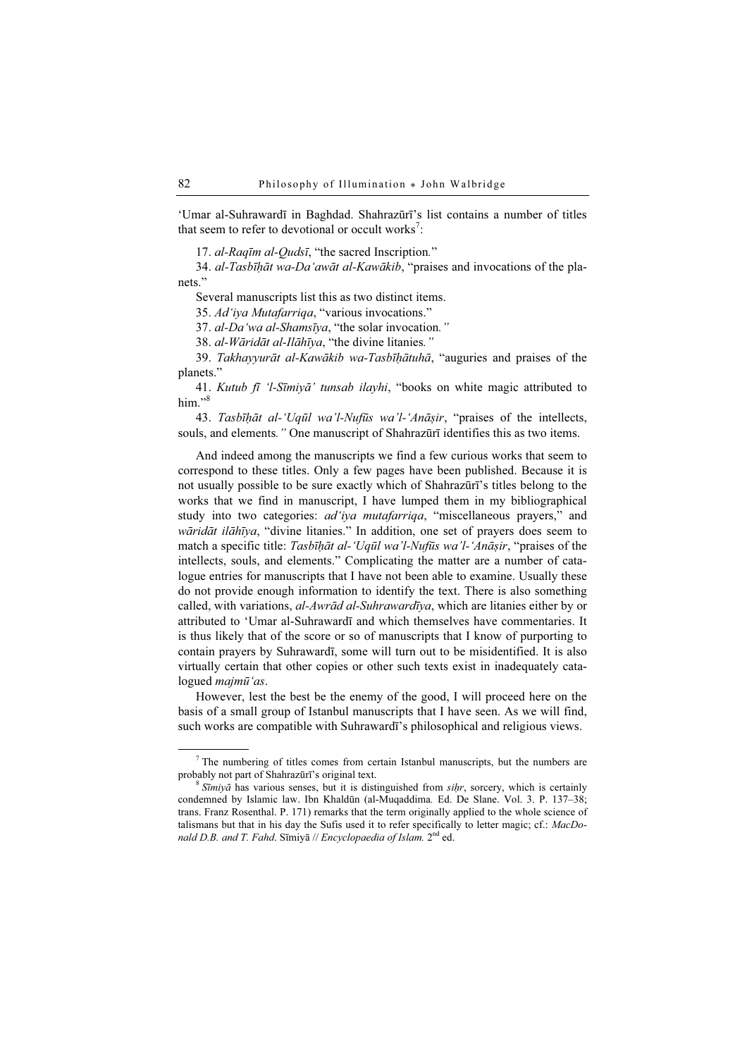ʻUmar al-Suhrawardī in Baghdad. Shahrazūrī's list contains a number of titles that seem to refer to devotional or occult works[7]:

17. *al-Raqīm al-Qudsī*, "the sacred Inscription."

34. *al-Tasbīḥāt wa-Daʻawāt al-Kawākib*, "praises and invocations of the planets."

Several manuscripts list this as two distinct items.

35. *Adʻiya Mutafarriqa*, "various invocations."

37. *al-Daʻwa al-Shamsīya*, "the solar invocation."

38. *al-Wāridāt al-Ilāhīya*, "the divine litanies."

39. *Takhayyurāt al-Kawākib wa-Tasbīḥātuhā*, "auguries and praises of the planets."

41. *Kutub fī 'l-Sīmiyā' tunsab ilayhi*, "books on white magic attributed to him."[8]

43. *Tasbīḥāt al-ʻUqūl wa'l-Nufūs wa'l-ʻAnāṣir*, "praises of the intellects, souls, and elements." One manuscript of Shahrazūrī identifies this as two items.

And indeed among the manuscripts we find a few curious works that seem to correspond to these titles. Only a few pages have been published. Because it is not usually possible to be sure exactly which of Shahrazūrī's titles belong to the works that we find in manuscript, I have lumped them in my bibliographical study into two categories: *adʻiya mutafarriqa*, "miscellaneous prayers," and *wāridāt ilāhīya*, "divine litanies." In addition, one set of prayers does seem to match a specific title: *Tasbīḥāt al-ʻUqūl wa'l-Nufūs wa'l-ʻAnāṣir*, "praises of the intellects, souls, and elements." Complicating the matter are a number of catalogue entries for manuscripts that I have not been able to examine. Usually these do not provide enough information to identify the text. There is also something called, with variations, *al-Awrād al-Suhrawardīya*, which are litanies either by or attributed to ʻUmar al-Suhrawardī and which themselves have commentaries. It is thus likely that of the score or so of manuscripts that I know of purporting to contain prayers by Suhrawardī, some will turn out to be misidentified. It is also virtually certain that other copies or other such texts exist in inadequately catalogued *majmūʻas*.

However, lest the best be the enemy of the good, I will proceed here on the basis of a small group of Istanbul manuscripts that I have seen. As we will find, such works are compatible with Suhrawardī's philosophical and religious views.

---

[7] The numbering of titles comes from certain Istanbul manuscripts, but the numbers are probably not part of Shahrazūrī's original text.

[8] *Sīmiyā* has various senses, but it is distinguished from *siḥr*, sorcery, which is certainly condemned by Islamic law. Ibn Khaldūn (al-Muqaddima. Ed. De Slane. Vol. 3. P. 137–38; trans. Franz Rosenthal. P. 171) remarks that the term originally applied to the whole science of talismans but that in his day the Sufis used it to refer specifically to letter magic; cf.: *MacDonald D.B. and T. Fahd*. Sīmiyā // *Encyclopaedia of Islam.* 2nd ed.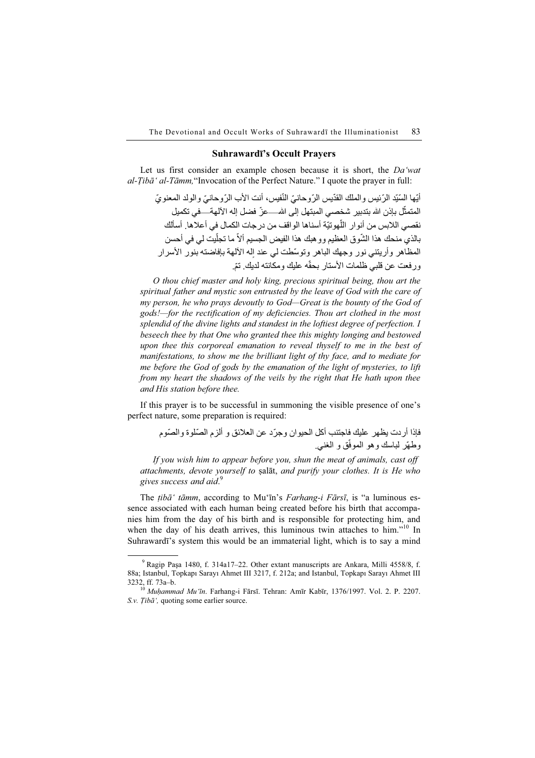## Suhrawardī's Occult Prayers

Let us first consider an example chosen because it is short, the *Da'wat al-Ṭibā' al-Tāmm,* "Invocation of the Perfect Nature." I quote the prayer in full:

> أيّها السّيّد الرّئيس والملك القدّيس الرّوحانيّ النّفيس، أنت الأب الرّوحانيّ والولد المعنويّ المتمثّل بإذن الله بتدبير شخصي المبتهل إلى الله—عزّ فضل إله الآلهة—في تكميل نقصي اللابس من أنوار اللّهوتيّة أسناها الواقف من درجات الكمال في أعلاها. أسألك بالذي منحك هذا الشّوق العظيم ووهبك هذا الفيض الجسيم ألاّ ما تجلّيت لي في أحسن المظاهر وأريتني نور وجهك الباهر وتوسّطت لي عند إله الآلهة بإفاضته بنور الأسرار ورفعت عن قلبي ظلمات الأستار بحقّه عليك ومكانته لديك. تمّ.
>
> *O thou chief master and holy king, precious spiritual being, thou art the spiritual father and mystic son entrusted by the leave of God with the care of my person, he who prays devoutly to God—Great is the bounty of the God of gods!—for the rectification of my deficiencies. Thou art clothed in the most splendid of the divine lights and standest in the loftiest degree of perfection. I beseech thee by that One who granted thee this mighty longing and bestowed upon thee this corporeal emanation to reveal thyself to me in the best of manifestations, to show me the brilliant light of thy face, and to mediate for me before the God of gods by the emanation of the light of mysteries, to lift from my heart the shadows of the veils by the right that He hath upon thee and His station before thee.*

If this prayer is to be successful in summoning the visible presence of one's perfect nature, some preparation is required:

> فإذا أردت يظهر عليك فاجتنب أكل الحيوان وجرّد عن العلائق و ألزم الصّلوة والصّوم وطهّر لباسك وهو الموفّق و الغني.
>
> *If you wish him to appear before you, shun the meat of animals, cast off attachments, devote yourself to* ṣalāt, *and purify your clothes. It is He who gives success and aid.*[9]

The *ṭibā' tāmm*, according to Mu'īn's *Farhang-i Fārsī*, is "a luminous essence associated with each human being created before his birth that accompanies him from the day of his birth and is responsible for protecting him, and when the day of his death arrives, this luminous twin attaches to him."[10] In Suhrawardī's system this would be an immaterial light, which is to say a mind

---

[9] Ragip Paşa 1480, f. 314a17–22. Other extant manuscripts are Ankara, Milli 4558/8, f. 88a; Istanbul, Topkapı Sarayı Ahmet III 3217, f. 212a; and Istanbul, Topkapı Sarayı Ahmet III 3232, ff. 73a–b.

[10] *Muḥammad Mu'īn*. Farhang-i Fārsī. Tehran: Amīr Kabīr, 1376/1997. Vol. 2. P. 2207. *S.v. Ṭibā',* quoting some earlier source.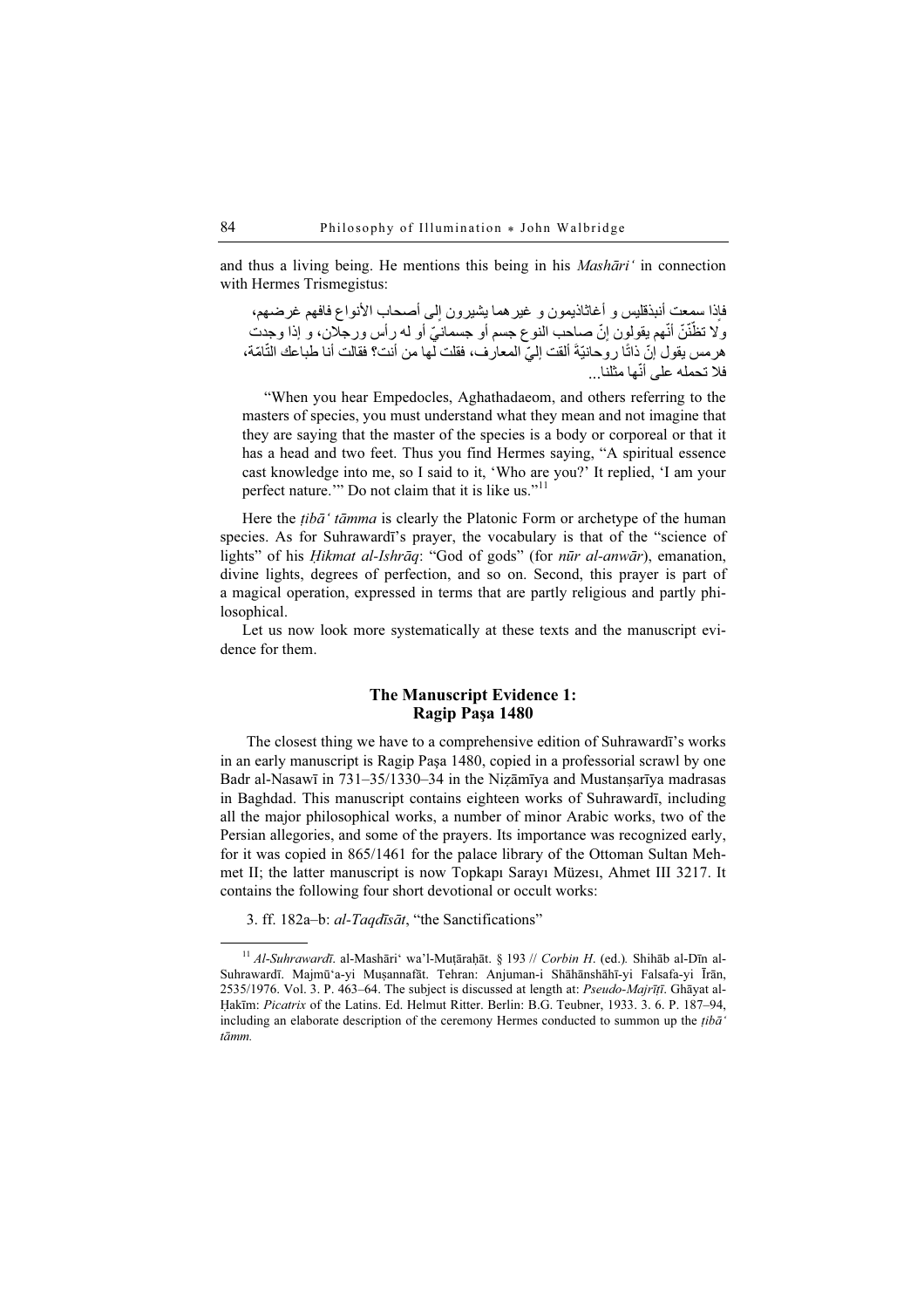and thus a living being. He mentions this being in his *Mashāri'* in connection with Hermes Trismegistus:

فإذا سمعت أنبذقليس و أغاثاذيمون و غيرهما يشيرون إلى أصحاب الأنواع فافهم غرضهم، ولا تظنّنّ أنّهم يقولون إنّ صاحب النوع جسم أو جسمانيّ أو له رأس ورجلان، و إذا وجدت هرمس يقول إنّ ذاتًا روحانيّةً ألقت إليّ المعارف، فقلت لها من أنت؟ فقالت أنا طباعك التّامّة، فلا تحمله على أنّها مثلنا...

"When you hear Empedocles, Aghathadaeom, and others referring to the masters of species, you must understand what they mean and not imagine that they are saying that the master of the species is a body or corporeal or that it has a head and two feet. Thus you find Hermes saying, "A spiritual essence cast knowledge into me, so I said to it, 'Who are you?' It replied, 'I am your perfect nature.'" Do not claim that it is like us."[11]

Here the *ṭibā' tāmma* is clearly the Platonic Form or archetype of the human species. As for Suhrawardī's prayer, the vocabulary is that of the "science of lights" of his *Ḥikmat al-Ishrāq*: "God of gods" (for *nūr al-anwār*), emanation, divine lights, degrees of perfection, and so on. Second, this prayer is part of a magical operation, expressed in terms that are partly religious and partly philosophical.

Let us now look more systematically at these texts and the manuscript evidence for them.

## The Manuscript Evidence 1: Ragip Paşa 1480

The closest thing we have to a comprehensive edition of Suhrawardī's works in an early manuscript is Ragip Paşa 1480, copied in a professorial scrawl by one Badr al-Nasawī in 731–35/1330–34 in the Niẓāmīya and Mustanṣarīya madrasas in Baghdad. This manuscript contains eighteen works of Suhrawardī, including all the major philosophical works, a number of minor Arabic works, two of the Persian allegories, and some of the prayers. Its importance was recognized early, for it was copied in 865/1461 for the palace library of the Ottoman Sultan Mehmet II; the latter manuscript is now Topkapı Sarayı Müzesı, Ahmet III 3217. It contains the following four short devotional or occult works:

3. ff. 182a–b: *al-Taqdīsāt*, "the Sanctifications"

---

[11] *Al-Suhrawardī.* al-Mashāri' wa'l-Muṭāraḥāt. § 193 // *Corbin H*. (ed.). Shihāb al-Dīn al-Suhrawardī. Majmū'a-yi Muṣannafāt. Tehran: Anjuman-i Shāhānshāhī-yi Falsafa-yi Īrān, 2535/1976. Vol. 3. P. 463–64. The subject is discussed at length at: *Pseudo-Majrīṭī*. Ghāyat al-Ḥakīm: *Picatrix* of the Latins. Ed. Helmut Ritter. Berlin: B.G. Teubner, 1933. 3. 6. P. 187–94, including an elaborate description of the ceremony Hermes conducted to summon up the *ṭibā' tāmm.*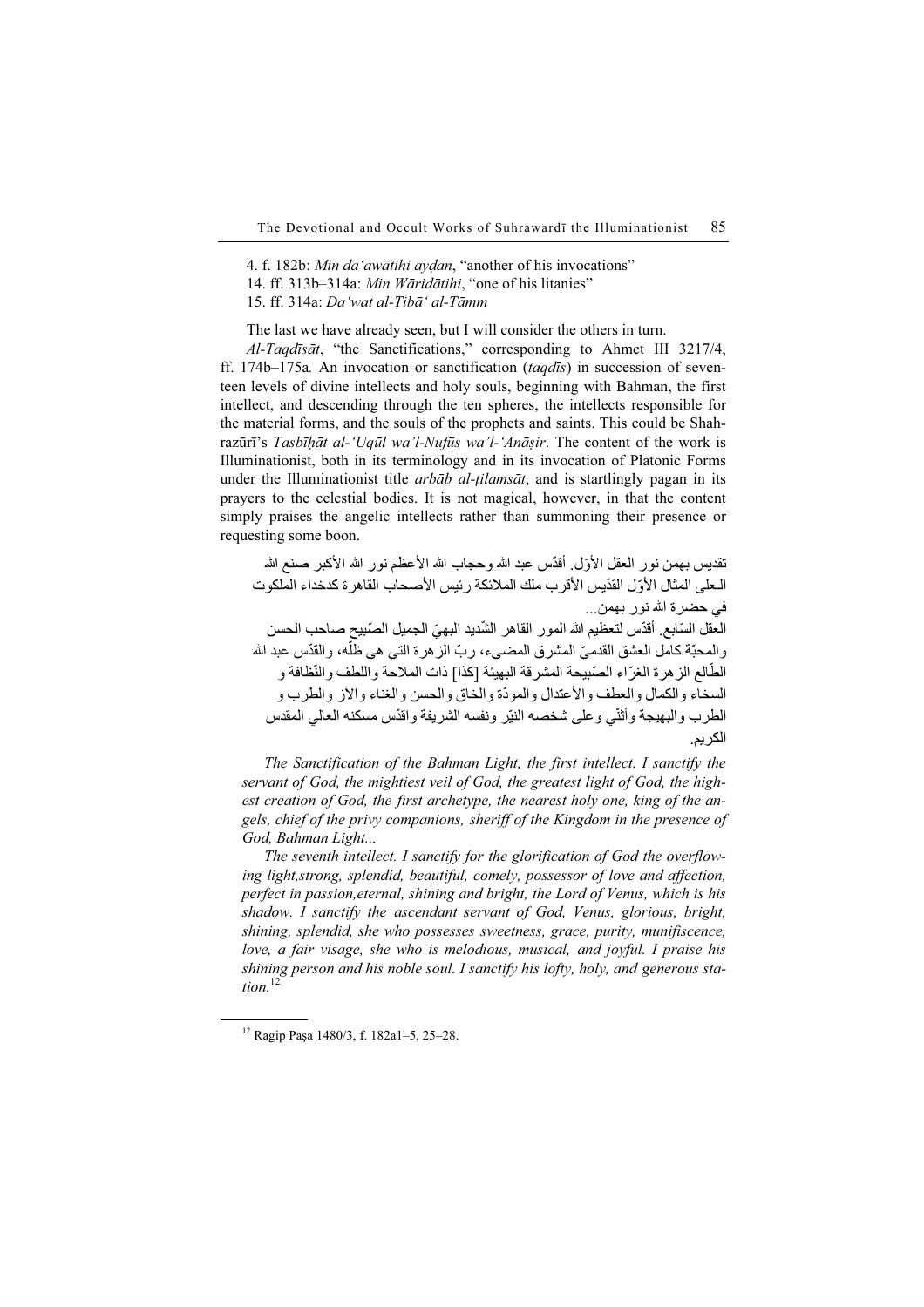4. f. 182b: *Min daʿawātihi ayḍan*, "another of his invocations"
14. ff. 313b–314a: *Min Wāridātihi*, "one of his litanies"
15. ff. 314a: *Daʿwat al-Ṭibāʿ al-Tāmm*

The last we have already seen, but I will consider the others in turn.

*Al-Taqdīsāt*, "the Sanctifications," corresponding to Ahmet III 3217/4, ff. 174b–175a. An invocation or sanctification (*taqdīs*) in succession of seventeen levels of divine intellects and holy souls, beginning with Bahman, the first intellect, and descending through the ten spheres, the intellects responsible for the material forms, and the souls of the prophets and saints. This could be Shahrazūrī's *Tasbīḥāt al-ʿUqūl wa'l-Nufūs wa'l-ʿAnāṣir*. The content of the work is Illuminationist, both in its terminology and in its invocation of Platonic Forms under the Illuminationist title *arbāb al-ṭilamsāt*, and is startlingly pagan in its prayers to the celestial bodies. It is not magical, however, in that the content simply praises the angelic intellects rather than summoning their presence or requesting some boon.

> تقديس بهمن نور العقل الأوّل. أقدّس عبد الله وحجاب الله الأعظم نور الله الأكبر صنع الله الـعلى المثال الأوّل القدّيس الأقرب ملك الملائكة رئيس الأصحاب القاهرة كدخداء الملكوت في حضرة الله نور بهمن...
>
> العقل السّابع. أقدّس لتعظيم الله المور القاهر الشّديد البهيّ الجميل الصّبيح صاحب الحسن والمحبّة كامل العشق القدميّ المشرق المضيء، ربّ الزهرة التي هي ظلّه، والقدّس عبد الله الطّالع الزهرة الغرّاء الصّبيحة المشرقة البهيئة [كذا] ذات الملاحة واللطف والنّظافة و السخاء والكمال والعطف والأعتدال والمودّة والخاق والحسن والغناء والآز والطرب و الطرب والبهيجة وأثنّي وعلى شخصه النيّر ونفسه الشريفة واقدّس مسكنه العالي المقدس الكريم.
>
> *The Sanctification of the Bahman Light, the first intellect. I sanctify the servant of God, the mightiest veil of God, the greatest light of God, the highest creation of God, the first archetype, the nearest holy one, king of the angels, chief of the privy companions, sheriff of the Kingdom in the presence of God, Bahman Light...*
>
> *The seventh intellect. I sanctify for the glorification of God the overflowing light,strong, splendid, beautiful, comely, possessor of love and affection, perfect in passion,eternal, shining and bright, the Lord of Venus, which is his shadow. I sanctify the ascendant servant of God, Venus, glorious, bright, shining, splendid, she who possesses sweetness, grace, purity, munifiscence, love, a fair visage, she who is melodious, musical, and joyful. I praise his shining person and his noble soul. I sanctify his lofty, holy, and generous station.*[12]

[12] Ragip Paşa 1480/3, f. 182a1–5, 25–28.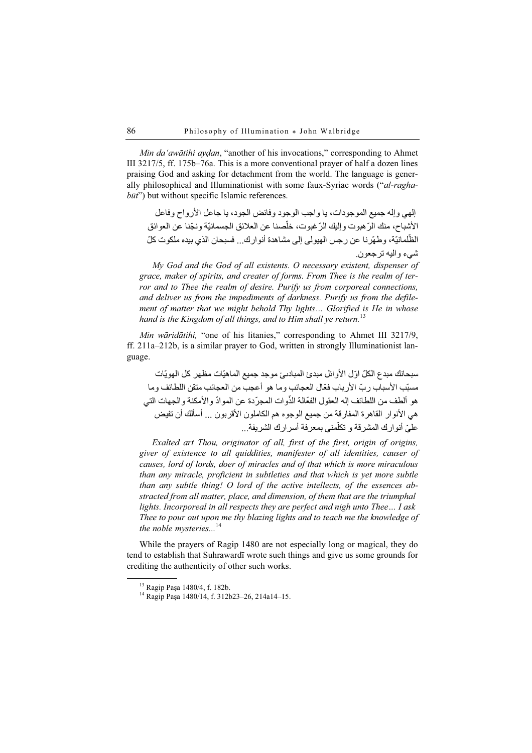*Min daʿawātihi ayḍan*, “another of his invocations,” corresponding to Ahmet III 3217/5, ff. 175b–76a. This is a more conventional prayer of half a dozen lines praising God and asking for detachment from the world. The language is generally philosophical and Illuminationist with some faux-Syriac words (“*al-raghabūt*”) but without specific Islamic references.

> إلهي وإله جميع الموجودات، يا واجب الوجود وفائض الجود، يا جاعل الأرواح وفاعل الأشباح، منك الرّهبوت وإليك الرّغبوت، خلّصنا عن العلائق الجسمانيّة ونجّنا عن العوائق الظّلمانيّة، وطهّرنا عن رجس الهيولى إلى مشاهدة أنوارك... فسبحان الذي بيده ملكوت كلّ شيء واليه ترجعون.
>
> *My God and the God of all existents. O necessary existent, dispenser of grace, maker of spirits, and creater of forms. From Thee is the realm of terror and to Thee the realm of desire. Purify us from corporeal connections, and deliver us from the impediments of darkness. Purify us from the defilement of matter that we might behold Thy lights… Glorified is He in whose hand is the Kingdom of all things, and to Him shall ye return.*[13]

*Min wāridātihi,* “one of his litanies,” corresponding to Ahmet III 3217/9, ff. 211a–212b, is a similar prayer to God, written in strongly Illuminationist language.

> سبحانك مبدع الكلّ اوّل الأوائل مبدئ المبادئ موجد جميع الماهيّات مظهر كل الهويّات مسبّب الأسباب ربّ الأرباب فعّال العجائب وما هو أعجب من العجائب متقن اللطائف وما هو ألطف من اللطائف إله العقول الفعّالة الذّوات المجرّدة عن الموادّ والأمكنة والجهات التي هي الأنوار القاهرة المفارقة من جميع الوجوه هم الكاملون الأقربون ... أسألك أن تفيض عليّ أنوارك المشرقة و تكلّمني بمعرفة أسرارك الشريفة...
>
> *Exalted art Thou, originator of all, first of the first, origin of origins, giver of existence to all quiddities, manifester of all identities, causer of causes, lord of lords, doer of miracles and of that which is more miraculous than any miracle, proficient in subtleties and that which is yet more subtle than any subtle thing! O lord of the active intellects, of the essences abstracted from all matter, place, and dimension, of them that are the triumphal lights. Incorporeal in all respects they are perfect and nigh unto Thee… I ask Thee to pour out upon me thy blazing lights and to teach me the knowledge of the noble mysteries...*[14]

While the prayers of Ragip 1480 are not especially long or magical, they do tend to establish that Suhrawardī wrote such things and give us some grounds for crediting the authenticity of other such works.

---

[13] Ragip Paşa 1480/4, f. 182b.

[14] Ragip Paşa 1480/14, f. 312b23–26, 214a14–15.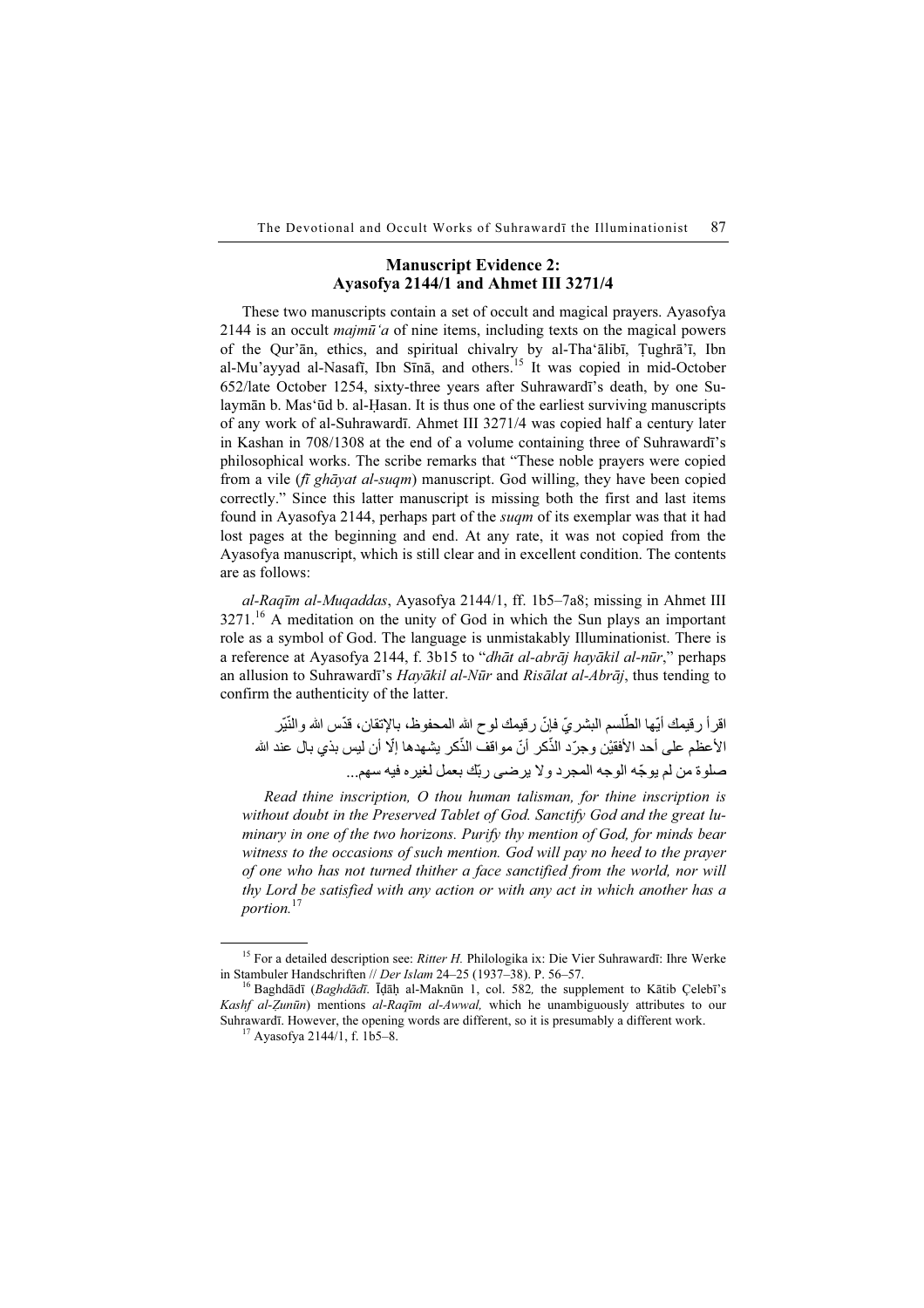## Manuscript Evidence 2: Ayasofya 2144/1 and Ahmet III 3271/4

These two manuscripts contain a set of occult and magical prayers. Ayasofya 2144 is an occult *majmūʻa* of nine items, including texts on the magical powers of the Qur'ān, ethics, and spiritual chivalry by al-Thaʻālibī, Ṭughrā'ī, Ibn al-Mu'ayyad al-Nasafī, Ibn Sīnā, and others.[15] It was copied in mid-October 652/late October 1254, sixty-three years after Suhrawardī's death, by one Sulaymān b. Masʻūd b. al-Ḥasan. It is thus one of the earliest surviving manuscripts of any work of al-Suhrawardī. Ahmet III 3271/4 was copied half a century later in Kashan in 708/1308 at the end of a volume containing three of Suhrawardī's philosophical works. The scribe remarks that "These noble prayers were copied from a vile (*fī ghāyat al-suqm*) manuscript. God willing, they have been copied correctly." Since this latter manuscript is missing both the first and last items found in Ayasofya 2144, perhaps part of the *suqm* of its exemplar was that it had lost pages at the beginning and end. At any rate, it was not copied from the Ayasofya manuscript, which is still clear and in excellent condition. The contents are as follows:

*al-Raqīm al-Muqaddas*, Ayasofya 2144/1, ff. 1b5–7a8; missing in Ahmet III 3271.[16] A meditation on the unity of God in which the Sun plays an important role as a symbol of God. The language is unmistakably Illuminationist. There is a reference at Ayasofya 2144, f. 3b15 to "*dhāt al-abrāj hayākil al-nūr*," perhaps an allusion to Suhrawardī's *Hayākil al-Nūr* and *Risālat al-Abrāj*, thus tending to confirm the authenticity of the latter.

اقرأ رقيمك أيّها الطّلسم البشريّ فإنّ رقيمك لوح الله المحفوظ، بالإتقان، قدّس الله والنّيّر الأعظم على أحد الأفقيْن وجرّد الذّكر أنّ مواقف الذّكر يشهدها إلّا أن ليس بذي بال عند الله صلوة من لم يوجّه الوجه المجرد ولا يرضى ربّك بعمل لغيره فيه سهم...

*Read thine inscription, O thou human talisman, for thine inscription is without doubt in the Preserved Tablet of God. Sanctify God and the great luminary in one of the two horizons. Purify thy mention of God, for minds bear witness to the occasions of such mention. God will pay no heed to the prayer of one who has not turned thither a face sanctified from the world, nor will thy Lord be satisfied with any action or with any act in which another has a portion.*[17]

---

[15] For a detailed description see: *Ritter H.* Philologika ix: Die Vier Suhrawardī: Ihre Werke in Stambuler Handschriften // *Der Islam* 24–25 (1937–38). P. 56–57.

[16] Baghdādī (*Baghdādī*. Īḍāḥ al-Maknūn 1, col. 582, the supplement to Kātib Çelebī's *Kashf al-Ẓunūn*) mentions *al-Raqīm al-Awwal,* which he unambiguously attributes to our Suhrawardī. However, the opening words are different, so it is presumably a different work.

[17] Ayasofya 2144/1, f. 1b5–8.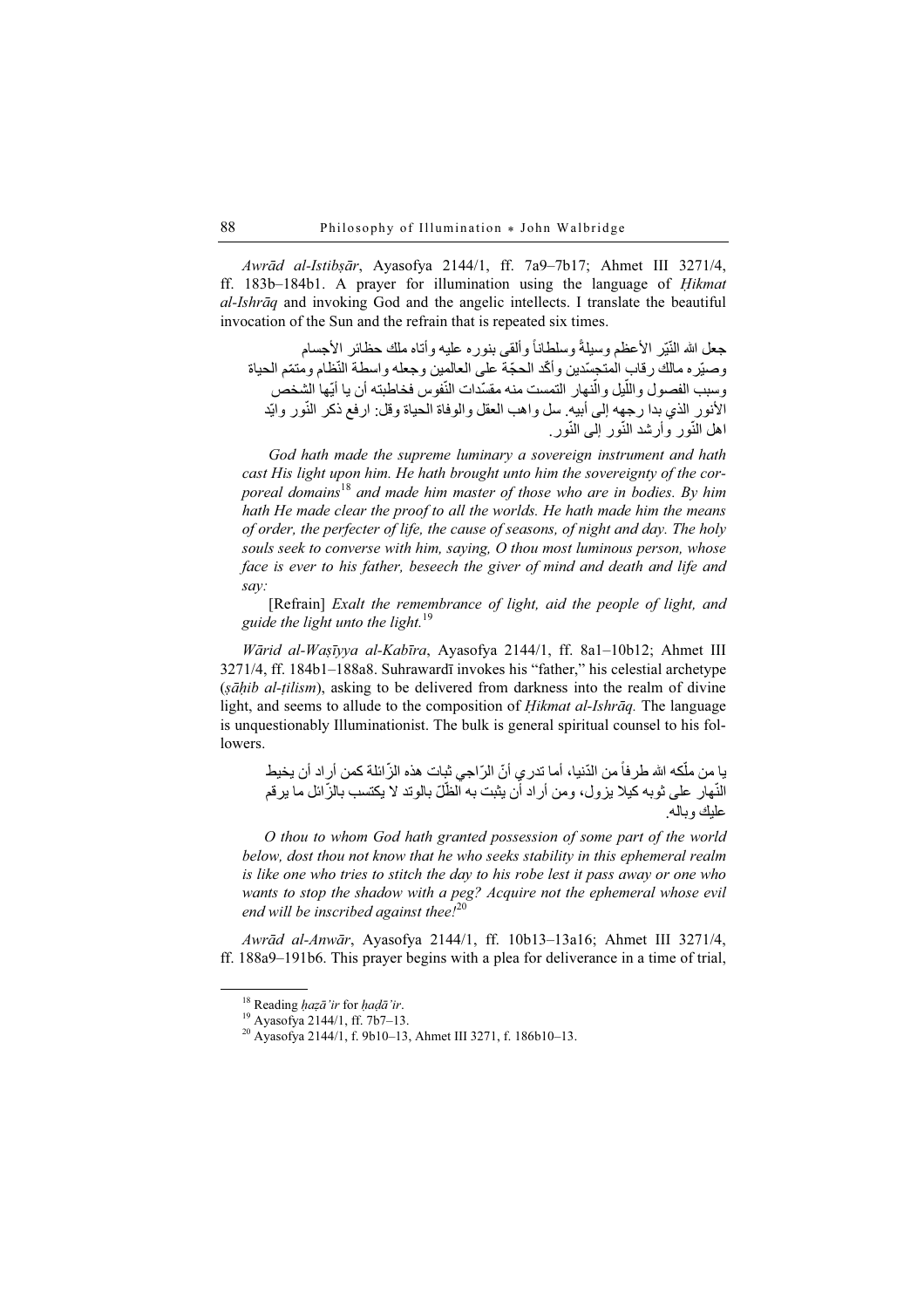*Awrād al-Istibṣār*, Ayasofya 2144/1, ff. 7a9–7b17; Ahmet III 3271/4, ff. 183b–184b1. A prayer for illumination using the language of *Ḥikmat al-Ishrāq* and invoking God and the angelic intellects. I translate the beautiful invocation of the Sun and the refrain that is repeated six times.

جعل الله النّيّر الأعظم وسيلةً وسلطاناً وألقى بنوره عليه وأتاه ملك حظائر الأجسام وصيّره مالك رقاب المتجسّدين وأكّد الحجّة على العالمين وجعله واسطة النّظام ومتمّم الحياة وسبب الفصول واللّيل والنّهار التمست منه مقدّسات النّفوس فخاطبته أن يا أيّها الشخص الأنور الذي بدا رجهه إلى أبيه. سل واهب العقل والوفاة الحياة وقل: ارفع ذكر النّور وايّد اهل النّور وأرشد النّور إلى النّور.

*God hath made the supreme luminary a sovereign instrument and hath cast His light upon him. He hath brought unto him the sovereignty of the corporeal domains*[18] *and made him master of those who are in bodies. By him hath He made clear the proof to all the worlds. He hath made him the means of order, the perfecter of life, the cause of seasons, of night and day. The holy souls seek to converse with him, saying, O thou most luminous person, whose face is ever to his father, beseech the giver of mind and death and life and say:*

[Refrain] *Exalt the remembrance of light, aid the people of light, and guide the light unto the light.*[19]

*Wārid al-Waṣīyya al-Kabīra*, Ayasofya 2144/1, ff. 8a1–10b12; Ahmet III 3271/4, ff. 184b1–188a8. Suhrawardī invokes his "father," his celestial archetype (*ṣāḥib al-ṭilism*), asking to be delivered from darkness into the realm of divine light, and seems to allude to the composition of *Ḥikmat al-Ishrāq.* The language is unquestionably Illuminationist. The bulk is general spiritual counsel to his followers.

يا من ملّكه الله طرفاً من الدّنيا، أما تدري أنّ الرّاجي ثبات هذه الزّائلة كمن أراد أن يخيط النّهار على ثوبه كيلا يزول، ومن أراد أن يثبت به الظّلّ بالوتد لا يكتسب بالزّائل ما يرقم عليك وباله.

*O thou to whom God hath granted possession of some part of the world below, dost thou not know that he who seeks stability in this ephemeral realm is like one who tries to stitch the day to his robe lest it pass away or one who wants to stop the shadow with a peg? Acquire not the ephemeral whose evil end will be inscribed against thee!*[20]

*Awrād al-Anwār*, Ayasofya 2144/1, ff. 10b13–13a16; Ahmet III 3271/4, ff. 188a9–191b6. This prayer begins with a plea for deliverance in a time of trial,

---

[18] Reading *ḥaẓā'ir* for *ḥaḍā'ir*.

[19] Ayasofya 2144/1, ff. 7b7–13.

[20] Ayasofya 2144/1, f. 9b10–13, Ahmet III 3271, f. 186b10–13.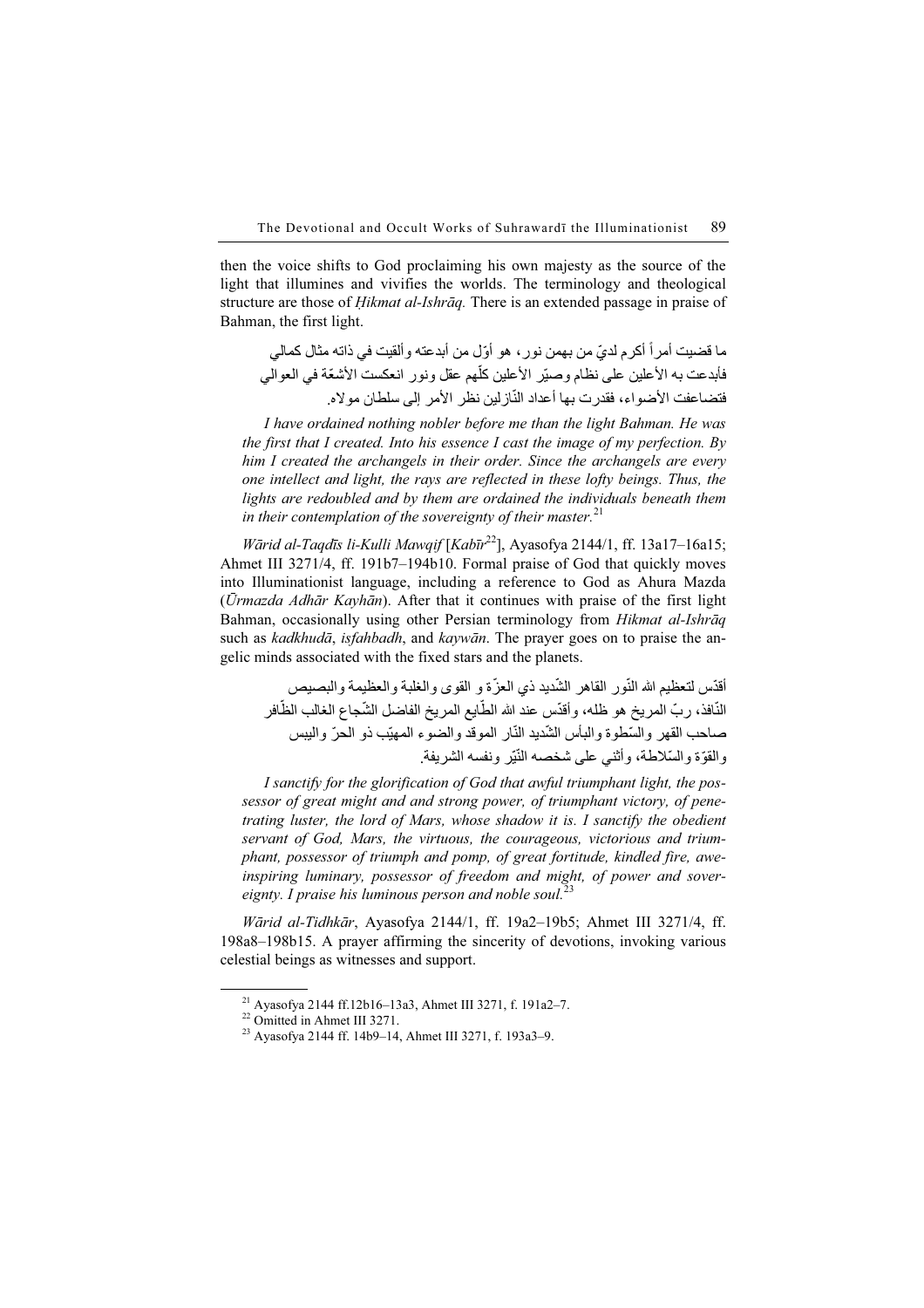then the voice shifts to God proclaiming his own majesty as the source of the light that illumines and vivifies the worlds. The terminology and theological structure are those of *Ḥikmat al-Ishrāq.* There is an extended passage in praise of Bahman, the first light.

> ما قضيت أمراً أكرم لديّ من بهمن نور، هو أوّل من أبدعته وألقيت في ذاته مثال كمالي فأبدعت به الأعلين على نظام وصيّر الأعلين كلّهم عقل ونور انعكست الأشعّة في العوالي فتضاعفت الأضواء، فقدرت بها أعداد النّازلين نظر الأمر إلى سلطان مولاه.
>
> *I have ordained nothing nobler before me than the light Bahman. He was the first that I created. Into his essence I cast the image of my perfection. By him I created the archangels in their order. Since the archangels are every one intellect and light, the rays are reflected in these lofty beings. Thus, the lights are redoubled and by them are ordained the individuals beneath them in their contemplation of the sovereignty of their master.*[21]

*Wārid al-Taqdīs li-Kulli Mawqif* [*Kabīr*[22]], Ayasofya 2144/1, ff. 13a17–16a15; Ahmet III 3271/4, ff. 191b7–194b10. Formal praise of God that quickly moves into Illuminationist language, including a reference to God as Ahura Mazda (*Ūrmazda Adhār Kayhān*). After that it continues with praise of the first light Bahman, occasionally using other Persian terminology from *Hikmat al-Ishrāq* such as *kadkhudā*, *isfahbadh*, and *kaywān*. The prayer goes on to praise the angelic minds associated with the fixed stars and the planets.

> أقدّس لتعظيم الله النّور القاهر الشّديد ذي العزّة و القوى والغلبة والعظيمة والبصيص النّافذ، ربّ المريخ هو ظلّه، وأقدّس عند الله الطّايع المريخ الفاضل الشّجاع الغالب الظّافر صاحب القهر والسّطوة والبأس الشّديد النّار الموقد والضوء المهيّب ذو الحرّ واليبس والقوّة والسّلاطة، وأثني على شخصه النّيّر ونفسه الشريفة.
>
> *I sanctify for the glorification of God that awful triumphant light, the possessor of great might and and strong power, of triumphant victory, of penetrating luster, the lord of Mars, whose shadow it is. I sanctify the obedient servant of God, Mars, the virtuous, the courageous, victorious and triumphant, possessor of triumph and pomp, of great fortitude, kindled fire, awe-inspiring luminary, possessor of freedom and might, of power and sovereignty. I praise his luminous person and noble soul.*[23]

*Wārid al-Tidhkār*, Ayasofya 2144/1, ff. 19a2–19b5; Ahmet III 3271/4, ff. 198a8–198b15. A prayer affirming the sincerity of devotions, invoking various celestial beings as witnesses and support.

---

[21] Ayasofya 2144 ff.12b16–13a3, Ahmet III 3271, f. 191a2–7.

[22] Omitted in Ahmet III 3271.

[23] Ayasofya 2144 ff. 14b9–14, Ahmet III 3271, f. 193a3–9.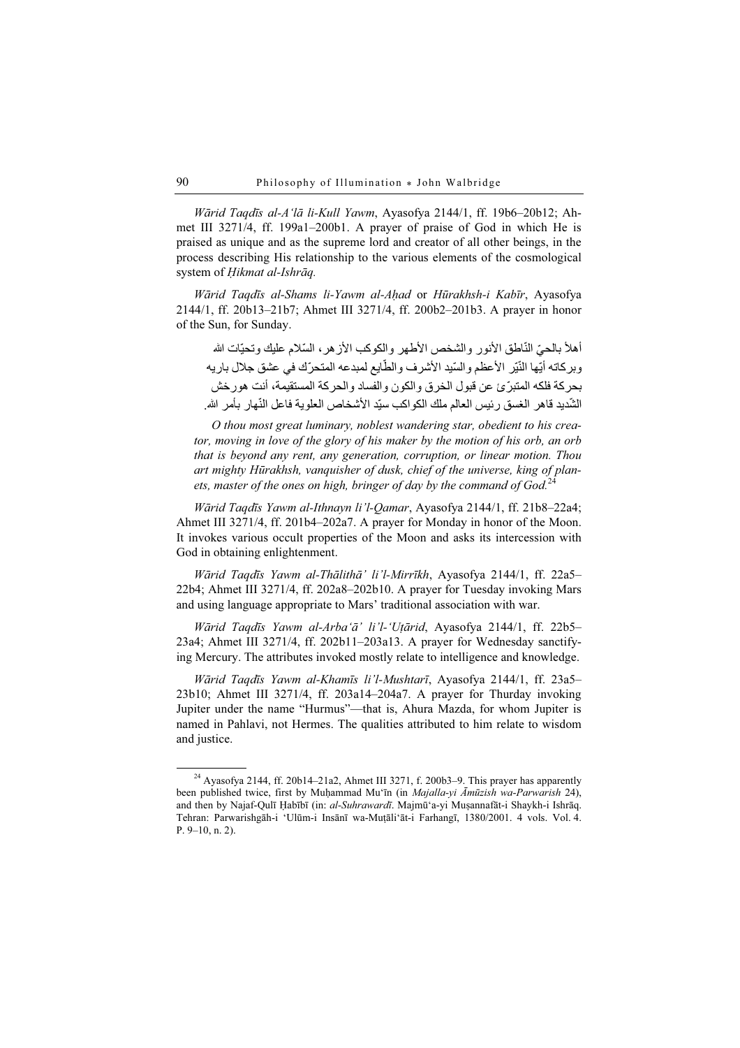*Wārid Taqdīs al-Aʿlā li-Kull Yawm*, Ayasofya 2144/1, ff. 19b6–20b12; Ahmet III 3271/4, ff. 199a1–200b1. A prayer of praise of God in which He is praised as unique and as the supreme lord and creator of all other beings, in the process describing His relationship to the various elements of the cosmological system of *Ḥikmat al-Ishrāq.*

*Wārid Taqdīs al-Shams li-Yawm al-Aḥad* or *Hūrakhsh-i Kabīr*, Ayasofya 2144/1, ff. 20b13–21b7; Ahmet III 3271/4, ff. 200b2–201b3. A prayer in honor of the Sun, for Sunday.

أهلاً بالحيّ النّاطق الأنور والشخص الأطهر والكوكب الأزهر، السّلام عليك وتحيّات الله وبركاته أيّها النّيّر الأعظم والسّيد الأشرف والطّايع لمبدعه المتحرّك في عشق جلال باريه بحركة فلكه المتبرّئ عن قبول الخرق والكون والفساد والحركة المستقيمة، أنت هورخش الشّديد قاهر الغسق رئيس العالم ملك الكواكب سيّد الأشخاص العلوية فاعل النّهار بأمر الله.

*O thou most great luminary, noblest wandering star, obedient to his creator, moving in love of the glory of his maker by the motion of his orb, an orb that is beyond any rent, any generation, corruption, or linear motion. Thou art mighty Hūrakhsh, vanquisher of dusk, chief of the universe, king of planets, master of the ones on high, bringer of day by the command of God.*[24]

*Wārid Taqdīs Yawm al-Ithnayn li'l-Qamar*, Ayasofya 2144/1, ff. 21b8–22a4; Ahmet III 3271/4, ff. 201b4–202a7. A prayer for Monday in honor of the Moon. It invokes various occult properties of the Moon and asks its intercession with God in obtaining enlightenment.

*Wārid Taqdīs Yawm al-Thālithā' li'l-Mirrīkh*, Ayasofya 2144/1, ff. 22a5–22b4; Ahmet III 3271/4, ff. 202a8–202b10. A prayer for Tuesday invoking Mars and using language appropriate to Mars' traditional association with war.

*Wārid Taqdīs Yawm al-Arbaʿā' li'l-ʿUṭārid*, Ayasofya 2144/1, ff. 22b5–23a4; Ahmet III 3271/4, ff. 202b11–203a13. A prayer for Wednesday sanctifying Mercury. The attributes invoked mostly relate to intelligence and knowledge.

*Wārid Taqdīs Yawm al-Khamīs li'l-Mushtarī*, Ayasofya 2144/1, ff. 23a5–23b10; Ahmet III 3271/4, ff. 203a14–204a7. A prayer for Thurday invoking Jupiter under the name "Hurmus"—that is, Ahura Mazda, for whom Jupiter is named in Pahlavi, not Hermes. The qualities attributed to him relate to wisdom and justice.

---

[24] Ayasofya 2144, ff. 20b14–21a2, Ahmet III 3271, f. 200b3–9. This prayer has apparently been published twice, first by Muḥammad Muʿīn (in *Majalla-yi Āmūzish wa-Parwarish* 24), and then by Najaf-Qulī Ḥabībī (in: *al-Suhrawardī*. Majmūʿa-yi Muṣannafāt-i Shaykh-i Ishrāq. Tehran: Parwarishgāh-i ʿUlūm-i Insānī wa-Muṭāliʿāt-i Farhangī, 1380/2001. 4 vols. Vol. 4. P. 9–10, n. 2).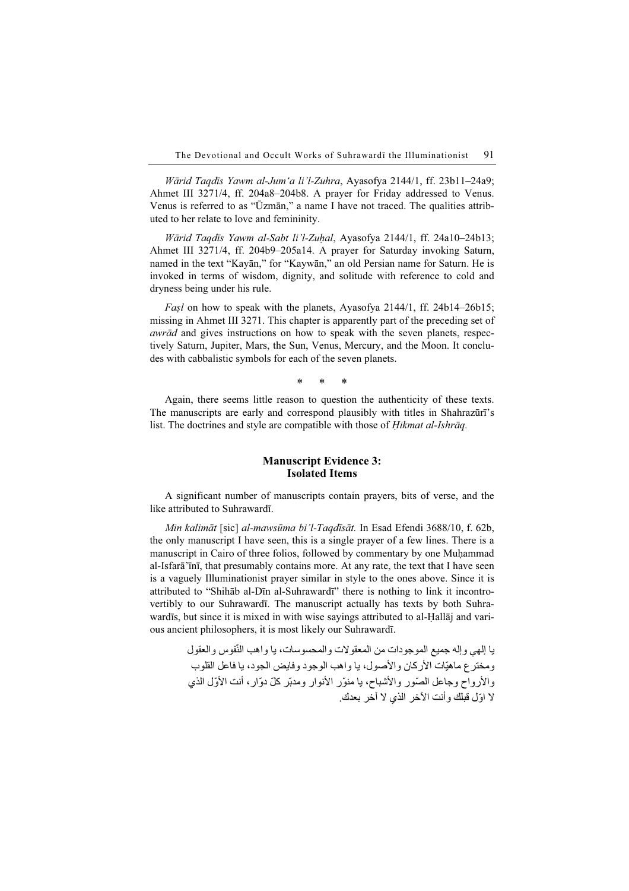*Wārid Taqdīs Yawm al-Jum'a li'l-Zuhra*, Ayasofya 2144/1, ff. 23b11–24a9; Ahmet III 3271/4, ff. 204a8–204b8. A prayer for Friday addressed to Venus. Venus is referred to as "Ūzmān," a name I have not traced. The qualities attributed to her relate to love and femininity.

*Wārid Taqdīs Yawm al-Sabt li'l-Zuḥal*, Ayasofya 2144/1, ff. 24a10–24b13; Ahmet III 3271/4, ff. 204b9–205a14. A prayer for Saturday invoking Saturn, named in the text "Kayān," for "Kaywān," an old Persian name for Saturn. He is invoked in terms of wisdom, dignity, and solitude with reference to cold and dryness being under his rule.

*Faṣl* on how to speak with the planets, Ayasofya 2144/1, ff. 24b14–26b15; missing in Ahmet III 3271. This chapter is apparently part of the preceding set of *awrād* and gives instructions on how to speak with the seven planets, respectively Saturn, Jupiter, Mars, the Sun, Venus, Mercury, and the Moon. It concludes with cabbalistic symbols for each of the seven planets.

\* \* \*

Again, there seems little reason to question the authenticity of these texts. The manuscripts are early and correspond plausibly with titles in Shahrazūrī's list. The doctrines and style are compatible with those of *Ḥikmat al-Ishrāq*.

### Manuscript Evidence 3: Isolated Items

A significant number of manuscripts contain prayers, bits of verse, and the like attributed to Suhrawardī.

*Min kalimāt* [sic] *al-mawsūma bi'l-Taqdīsāt.* In Esad Efendi 3688/10, f. 62b, the only manuscript I have seen, this is a single prayer of a few lines. There is a manuscript in Cairo of three folios, followed by commentary by one Muḥammad al-Isfarā'īnī, that presumably contains more. At any rate, the text that I have seen is a vaguely Illuminationist prayer similar in style to the ones above. Since it is attributed to "Shihāb al-Dīn al-Suhrawardī" there is nothing to link it incontrovertibly to our Suhrawardī. The manuscript actually has texts by both Suhrawardīs, but since it is mixed in with wise sayings attributed to al-Ḥallāj and various ancient philosophers, it is most likely our Suhrawardī.

يا إلهي وإله جميع الموجودات من المعقولات والمحسوسات، يا واهب النّفوس والعقول ومخترع ماهيّات الأركان والأصول، يا واهب الوجود وفايض الجود، يا فاعل القلوب والأرواح وجاعل الصّور والأشباح، يا منوّر الأنوار ومدبّر كلّ دوّار، أنت الأوّل الذي لا اوّل قبلك وأنت الآخر الذي لا آخر بعدك.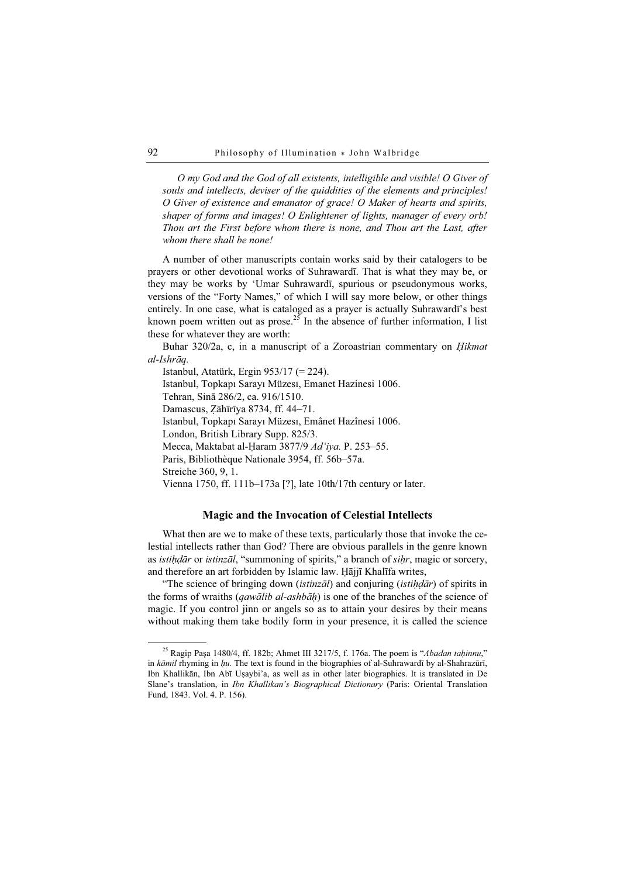*O my God and the God of all existents, intelligible and visible! O Giver of souls and intellects, deviser of the quiddities of the elements and principles! O Giver of existence and emanator of grace! O Maker of hearts and spirits, shaper of forms and images! O Enlightener of lights, manager of every orb! Thou art the First before whom there is none, and Thou art the Last, after whom there shall be none!*

A number of other manuscripts contain works said by their catalogers to be prayers or other devotional works of Suhrawardī. That is what they may be, or they may be works by ʻUmar Suhrawardī, spurious or pseudonymous works, versions of the "Forty Names," of which I will say more below, or other things entirely. In one case, what is cataloged as a prayer is actually Suhrawardī's best known poem written out as prose.[25] In the absence of further information, I list these for whatever they are worth:

Buhar 320/2a, c, in a manuscript of a Zoroastrian commentary on *Ḥikmat al-Ishrāq.*

Istanbul, Atatürk, Ergin 953/17 (= 224).

Istanbul, Topkapı Sarayı Müzesı, Emanet Hazinesi 1006.

Tehran, Sinā 286/2, ca. 916/1510.

Damascus, Ẓāhīrīya 8734, ff. 44–71.

Istanbul, Topkapı Sarayı Müzesı, Emânet Hazînesi 1006.

London, British Library Supp. 825/3.

Mecca, Maktabat al-Ḥaram 3877/9 *Adʻiya.* P. 253–55.

Paris, Bibliothèque Nationale 3954, ff. 56b–57a.

Streiche 360, 9, 1.

Vienna 1750, ff. 111b–173a [?], late 10th/17th century or later.

### Magic and the Invocation of Celestial Intellects

What then are we to make of these texts, particularly those that invoke the celestial intellects rather than God? There are obvious parallels in the genre known as *istiḥḍār* or *istinzāl*, "summoning of spirits," a branch of *siḥr*, magic or sorcery, and therefore an art forbidden by Islamic law. Ḥājjī Khalīfa writes,

"The science of bringing down (*istinzāl*) and conjuring (*istiḥḍār*) of spirits in the forms of wraiths (*qawālib al-ashbāḥ*) is one of the branches of the science of magic. If you control jinn or angels so as to attain your desires by their means without making them take bodily form in your presence, it is called the science

---

[25] Ragip Paşa 1480/4, ff. 182b; Ahmet III 3217/5, f. 176a. The poem is "*Abadan taḥinnu*," in *kāmil* rhyming in *ḥu.* The text is found in the biographies of al-Suhrawardī by al-Shahrazūrī, Ibn Khallikān, Ibn Abī Uṣaybi'a, as well as in other later biographies. It is translated in De Slane's translation, in *Ibn Khallikan's Biographical Dictionary* (Paris: Oriental Translation Fund, 1843. Vol. 4. P. 156).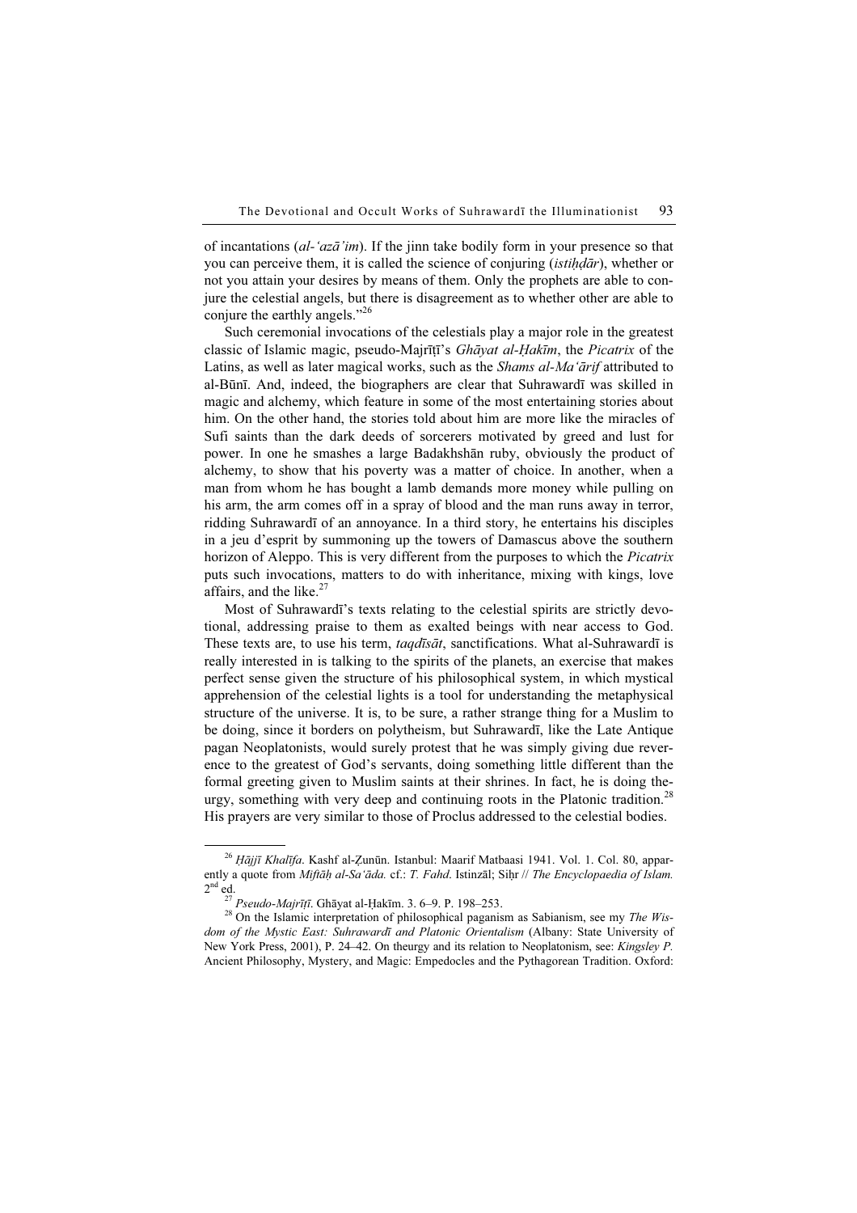of incantations (*al-ʿazāʾim*). If the jinn take bodily form in your presence so that you can perceive them, it is called the science of conjuring (*istiḥḍār*), whether or not you attain your desires by means of them. Only the prophets are able to conjure the celestial angels, but there is disagreement as to whether other are able to conjure the earthly angels."[26]

Such ceremonial invocations of the celestials play a major role in the greatest classic of Islamic magic, pseudo-Majrīṭī's *Ghāyat al-Ḥakīm*, the *Picatrix* of the Latins, as well as later magical works, such as the *Shams al-Maʿārif* attributed to al-Būnī. And, indeed, the biographers are clear that Suhrawardī was skilled in magic and alchemy, which feature in some of the most entertaining stories about him. On the other hand, the stories told about him are more like the miracles of Sufi saints than the dark deeds of sorcerers motivated by greed and lust for power. In one he smashes a large Badakhshān ruby, obviously the product of alchemy, to show that his poverty was a matter of choice. In another, when a man from whom he has bought a lamb demands more money while pulling on his arm, the arm comes off in a spray of blood and the man runs away in terror, ridding Suhrawardī of an annoyance. In a third story, he entertains his disciples in a jeu d'esprit by summoning up the towers of Damascus above the southern horizon of Aleppo. This is very different from the purposes to which the *Picatrix* puts such invocations, matters to do with inheritance, mixing with kings, love affairs, and the like.[27]

Most of Suhrawardī's texts relating to the celestial spirits are strictly devotional, addressing praise to them as exalted beings with near access to God. These texts are, to use his term, *taqdīsāt*, sanctifications. What al-Suhrawardī is really interested in is talking to the spirits of the planets, an exercise that makes perfect sense given the structure of his philosophical system, in which mystical apprehension of the celestial lights is a tool for understanding the metaphysical structure of the universe. It is, to be sure, a rather strange thing for a Muslim to be doing, since it borders on polytheism, but Suhrawardī, like the Late Antique pagan Neoplatonists, would surely protest that he was simply giving due reverence to the greatest of God's servants, doing something little different than the formal greeting given to Muslim saints at their shrines. In fact, he is doing theurgy, something with very deep and continuing roots in the Platonic tradition.[28] His prayers are very similar to those of Proclus addressed to the celestial bodies.

---

[26] *Ḥājjī Khalīfa*. Kashf al-Ẓunūn. Istanbul: Maarif Matbaasi 1941. Vol. 1. Col. 80, apparently a quote from *Miftāḥ al-Saʿāda.* cf.: *T. Fahd*. Istinzāl; Siḥr // *The Encyclopaedia of Islam.* 2nd ed.

[27] *Pseudo-Majrīṭī*. Ghāyat al-Ḥakīm. 3. 6–9. P. 198–253.

[28] On the Islamic interpretation of philosophical paganism as Sabianism, see my *The Wisdom of the Mystic East: Suhrawardī and Platonic Orientalism* (Albany: State University of New York Press, 2001), P. 24–42. On theurgy and its relation to Neoplatonism, see: *Kingsley P.* Ancient Philosophy, Mystery, and Magic: Empedocles and the Pythagorean Tradition. Oxford: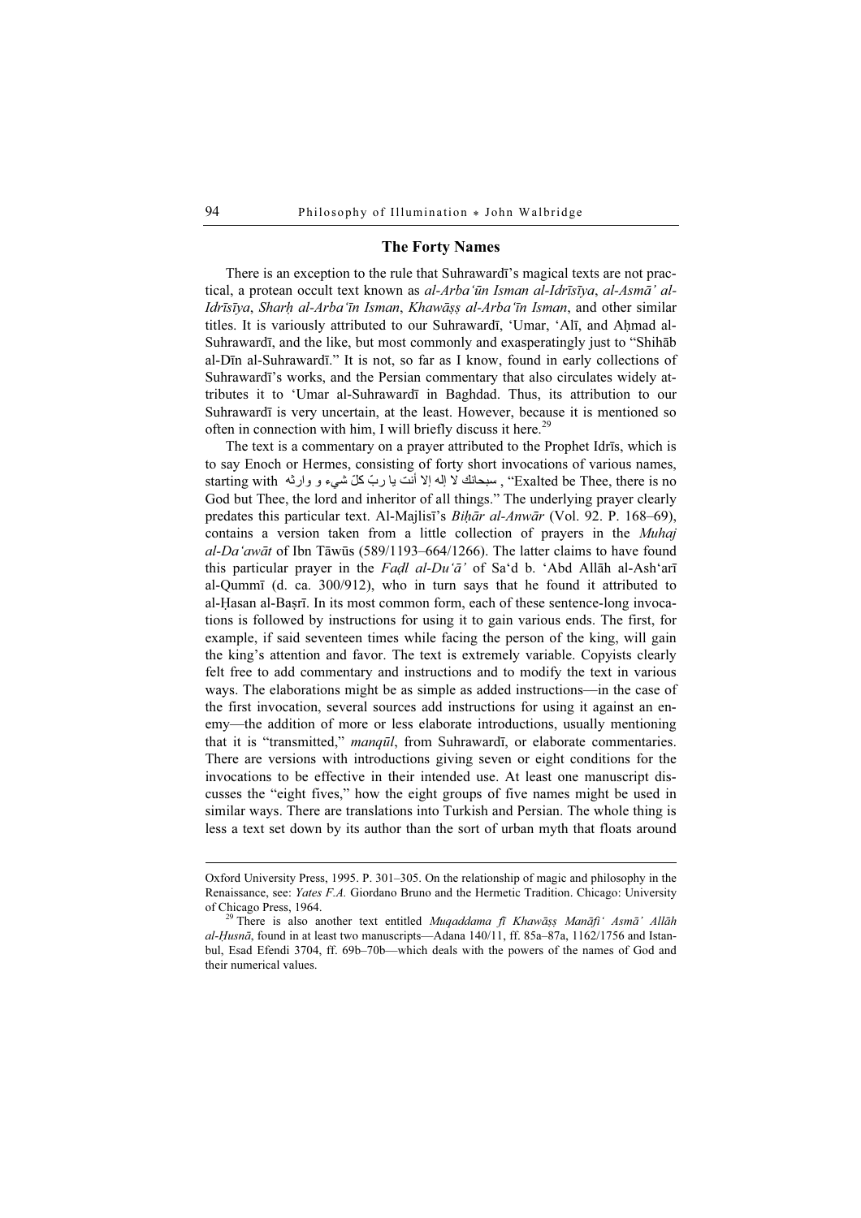## The Forty Names

There is an exception to the rule that Suhrawardī's magical texts are not practical, a protean occult text known as *al-Arba'ūn Isman al-Idrīsīya*, *al-Asmā' al-Idrīsīya*, *Sharḥ al-Arba'īn Isman*, *Khawāṣṣ al-Arba'īn Isman*, and other similar titles. It is variously attributed to our Suhrawardī, 'Umar, 'Alī, and Aḥmad al-Suhrawardī, and the like, but most commonly and exasperatingly just to "Shihāb al-Dīn al-Suhrawardī." It is not, so far as I know, found in early collections of Suhrawardī's works, and the Persian commentary that also circulates widely attributes it to 'Umar al-Suhrawardī in Baghdad. Thus, its attribution to our Suhrawardī is very uncertain, at the least. However, because it is mentioned so often in connection with him, I will briefly discuss it here.[29]

The text is a commentary on a prayer attributed to the Prophet Idrīs, which is to say Enoch or Hermes, consisting of forty short invocations of various names, starting with سبحانك لا إله إلا أنت يا ربّ كلّ شيء و وارثه, "Exalted be Thee, there is no God but Thee, the lord and inheritor of all things." The underlying prayer clearly predates this particular text. Al-Majlisī's *Biḥār al-Anwār* (Vol. 92. P. 168–69), contains a version taken from a little collection of prayers in the *Muhaj al-Da'awāt* of Ibn Tāwūs (589/1193–664/1266). The latter claims to have found this particular prayer in the *Faḍl al-Du'ā'* of Sa'd b. 'Abd Allāh al-Ash'arī al-Qummī (d. ca. 300/912), who in turn says that he found it attributed to al-Ḥasan al-Baṣrī. In its most common form, each of these sentence-long invocations is followed by instructions for using it to gain various ends. The first, for example, if said seventeen times while facing the person of the king, will gain the king's attention and favor. The text is extremely variable. Copyists clearly felt free to add commentary and instructions and to modify the text in various ways. The elaborations might be as simple as added instructions—in the case of the first invocation, several sources add instructions for using it against an enemy—the addition of more or less elaborate introductions, usually mentioning that it is "transmitted," *manqūl*, from Suhrawardī, or elaborate commentaries. There are versions with introductions giving seven or eight conditions for the invocations to be effective in their intended use. At least one manuscript discusses the "eight fives," how the eight groups of five names might be used in similar ways. There are translations into Turkish and Persian. The whole thing is less a text set down by its author than the sort of urban myth that floats around

---

Oxford University Press, 1995. P. 301–305. On the relationship of magic and philosophy in the Renaissance, see: *Yates F.A.* Giordano Bruno and the Hermetic Tradition. Chicago: University of Chicago Press, 1964.

[29] There is also another text entitled *Muqaddama fī Khawāṣṣ Manāfi' Asmā' Allāh al-Ḥusnā*, found in at least two manuscripts—Adana 140/11, ff. 85a–87a, 1162/1756 and Istanbul, Esad Efendi 3704, ff. 69b–70b—which deals with the powers of the names of God and their numerical values.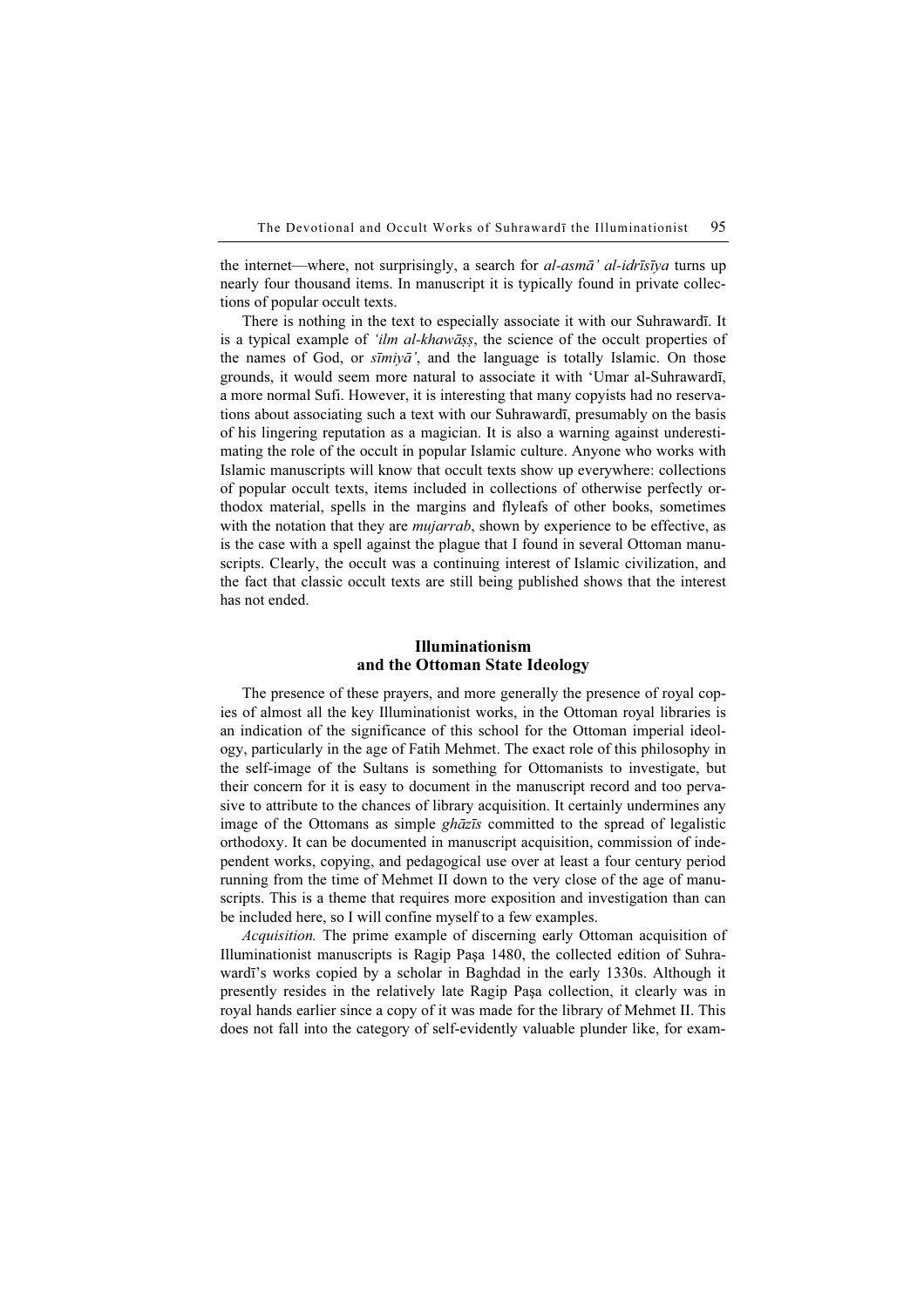the internet—where, not surprisingly, a search for *al-asmāʾ al-idrīsīya* turns up nearly four thousand items. In manuscript it is typically found in private collections of popular occult texts.

There is nothing in the text to especially associate it with our Suhrawardī. It is a typical example of *ʿilm al-khawāṣṣ*, the science of the occult properties of the names of God, or *sīmiyāʾ*, and the language is totally Islamic. On those grounds, it would seem more natural to associate it with ʿUmar al-Suhrawardī, a more normal Sufi. However, it is interesting that many copyists had no reservations about associating such a text with our Suhrawardī, presumably on the basis of his lingering reputation as a magician. It is also a warning against underestimating the role of the occult in popular Islamic culture. Anyone who works with Islamic manuscripts will know that occult texts show up everywhere: collections of popular occult texts, items included in collections of otherwise perfectly orthodox material, spells in the margins and flyleafs of other books, sometimes with the notation that they are *mujarrab*, shown by experience to be effective, as is the case with a spell against the plague that I found in several Ottoman manuscripts. Clearly, the occult was a continuing interest of Islamic civilization, and the fact that classic occult texts are still being published shows that the interest has not ended.

## Illuminationism and the Ottoman State Ideology

The presence of these prayers, and more generally the presence of royal copies of almost all the key Illuminationist works, in the Ottoman royal libraries is an indication of the significance of this school for the Ottoman imperial ideology, particularly in the age of Fatih Mehmet. The exact role of this philosophy in the self-image of the Sultans is something for Ottomanists to investigate, but their concern for it is easy to document in the manuscript record and too pervasive to attribute to the chances of library acquisition. It certainly undermines any image of the Ottomans as simple *ghāzīs* committed to the spread of legalistic orthodoxy. It can be documented in manuscript acquisition, commission of independent works, copying, and pedagogical use over at least a four century period running from the time of Mehmet II down to the very close of the age of manuscripts. This is a theme that requires more exposition and investigation than can be included here, so I will confine myself to a few examples.

*Acquisition.* The prime example of discerning early Ottoman acquisition of Illuminationist manuscripts is Ragip Paşa 1480, the collected edition of Suhrawardī's works copied by a scholar in Baghdad in the early 1330s. Although it presently resides in the relatively late Ragip Paşa collection, it clearly was in royal hands earlier since a copy of it was made for the library of Mehmet II. This does not fall into the category of self-evidently valuable plunder like, for exam-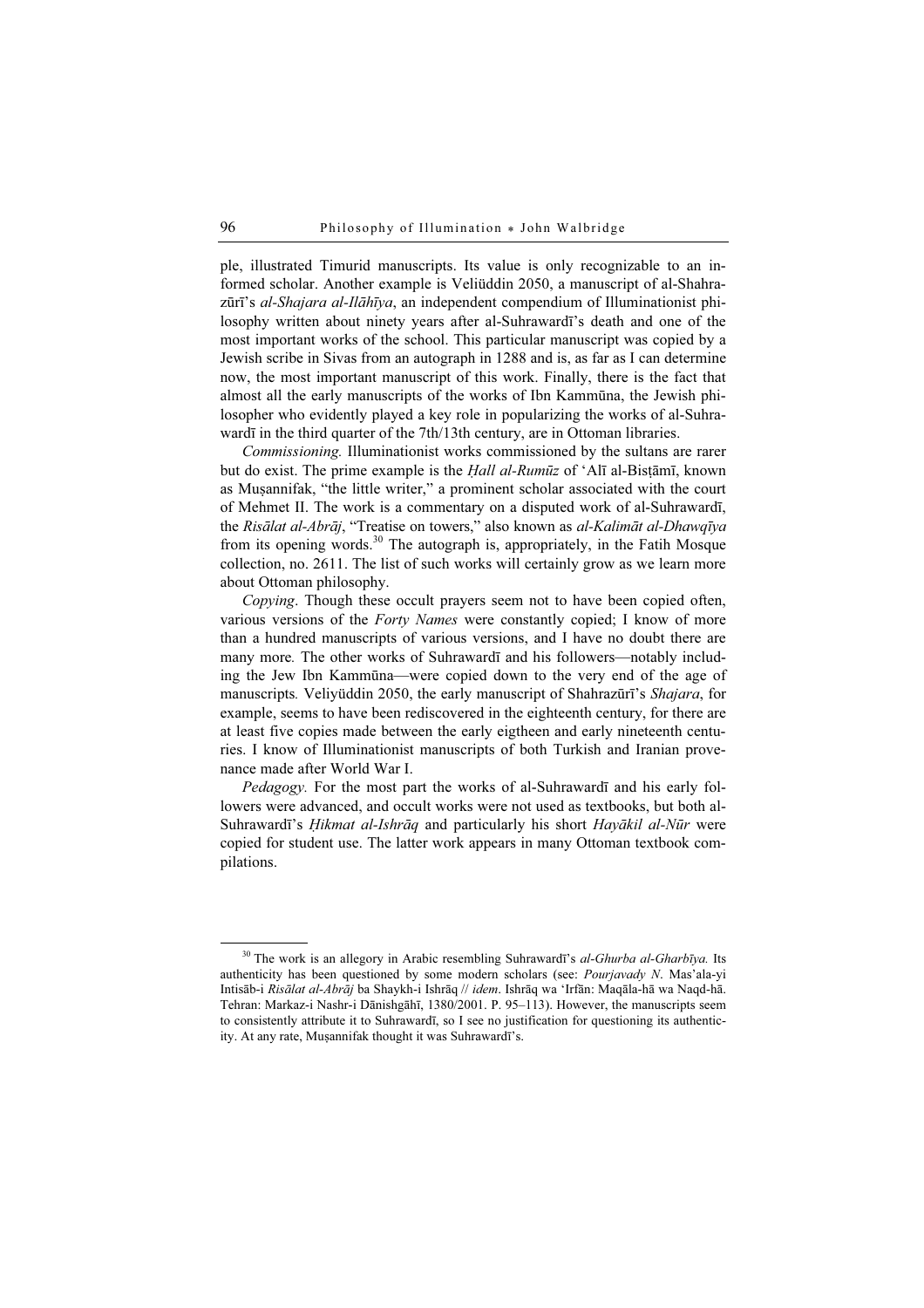ple, illustrated Timurid manuscripts. Its value is only recognizable to an informed scholar. Another example is Veliüddin 2050, a manuscript of al-Shahrazūrī's *al-Shajara al-Ilāhīya*, an independent compendium of Illuminationist philosophy written about ninety years after al-Suhrawardī's death and one of the most important works of the school. This particular manuscript was copied by a Jewish scribe in Sivas from an autograph in 1288 and is, as far as I can determine now, the most important manuscript of this work. Finally, there is the fact that almost all the early manuscripts of the works of Ibn Kammūna, the Jewish philosopher who evidently played a key role in popularizing the works of al-Suhrawardī in the third quarter of the 7th/13th century, are in Ottoman libraries.

*Commissioning.* Illuminationist works commissioned by the sultans are rarer but do exist. The prime example is the *Ḥall al-Rumūz* of ʻAlī al-Bisṭāmī, known as Muṣannifak, "the little writer," a prominent scholar associated with the court of Mehmet II. The work is a commentary on a disputed work of al-Suhrawardī, the *Risālat al-Abrāj*, "Treatise on towers," also known as *al-Kalimāt al-Dhawqīya* from its opening words.[30] The autograph is, appropriately, in the Fatih Mosque collection, no. 2611. The list of such works will certainly grow as we learn more about Ottoman philosophy.

*Copying*. Though these occult prayers seem not to have been copied often, various versions of the *Forty Names* were constantly copied; I know of more than a hundred manuscripts of various versions, and I have no doubt there are many more. The other works of Suhrawardī and his followers—notably including the Jew Ibn Kammūna—were copied down to the very end of the age of manuscripts. Veliyüddin 2050, the early manuscript of Shahrazūrī's *Shajara*, for example, seems to have been rediscovered in the eighteenth century, for there are at least five copies made between the early eigtheen and early nineteenth centuries. I know of Illuminationist manuscripts of both Turkish and Iranian provenance made after World War I.

*Pedagogy.* For the most part the works of al-Suhrawardī and his early followers were advanced, and occult works were not used as textbooks, but both al-Suhrawardī's *Ḥikmat al-Ishrāq* and particularly his short *Hayākil al-Nūr* were copied for student use. The latter work appears in many Ottoman textbook compilations.

---

[30] The work is an allegory in Arabic resembling Suhrawardī's *al-Ghurba al-Gharbīya.* Its authenticity has been questioned by some modern scholars (see: *Pourjavady N*. Mas'ala-yi Intisāb-i *Risālat al-Abrāj* ba Shaykh-i Ishrāq // *idem*. Ishrāq wa ʻIrfān: Maqāla-hā wa Naqd-hā. Tehran: Markaz-i Nashr-i Dānishgāhī, 1380/2001. P. 95–113). However, the manuscripts seem to consistently attribute it to Suhrawardī, so I see no justification for questioning its authenticity. At any rate, Muṣannifak thought it was Suhrawardī's.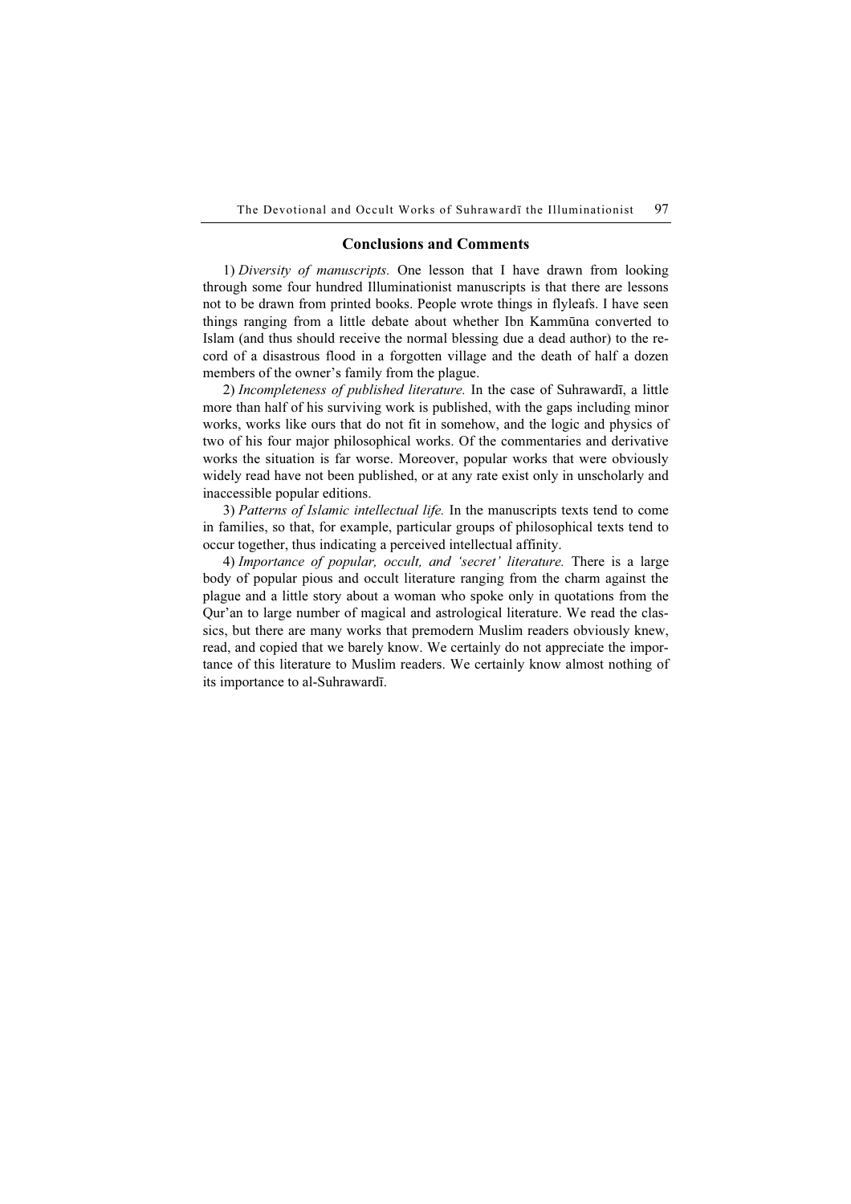## Conclusions and Comments

1) *Diversity of manuscripts.* One lesson that I have drawn from looking through some four hundred Illuminationist manuscripts is that there are lessons not to be drawn from printed books. People wrote things in flyleafs. I have seen things ranging from a little debate about whether Ibn Kammūna converted to Islam (and thus should receive the normal blessing due a dead author) to the record of a disastrous flood in a forgotten village and the death of half a dozen members of the owner's family from the plague.

2) *Incompleteness of published literature.* In the case of Suhrawardī, a little more than half of his surviving work is published, with the gaps including minor works, works like ours that do not fit in somehow, and the logic and physics of two of his four major philosophical works. Of the commentaries and derivative works the situation is far worse. Moreover, popular works that were obviously widely read have not been published, or at any rate exist only in unscholarly and inaccessible popular editions.

3) *Patterns of Islamic intellectual life.* In the manuscripts texts tend to come in families, so that, for example, particular groups of philosophical texts tend to occur together, thus indicating a perceived intellectual affinity.

4) *Importance of popular, occult, and 'secret' literature.* There is a large body of popular pious and occult literature ranging from the charm against the plague and a little story about a woman who spoke only in quotations from the Qur'an to large number of magical and astrological literature. We read the classics, but there are many works that premodern Muslim readers obviously knew, read, and copied that we barely know. We certainly do not appreciate the importance of this literature to Muslim readers. We certainly know almost nothing of its importance to al-Suhrawardī.